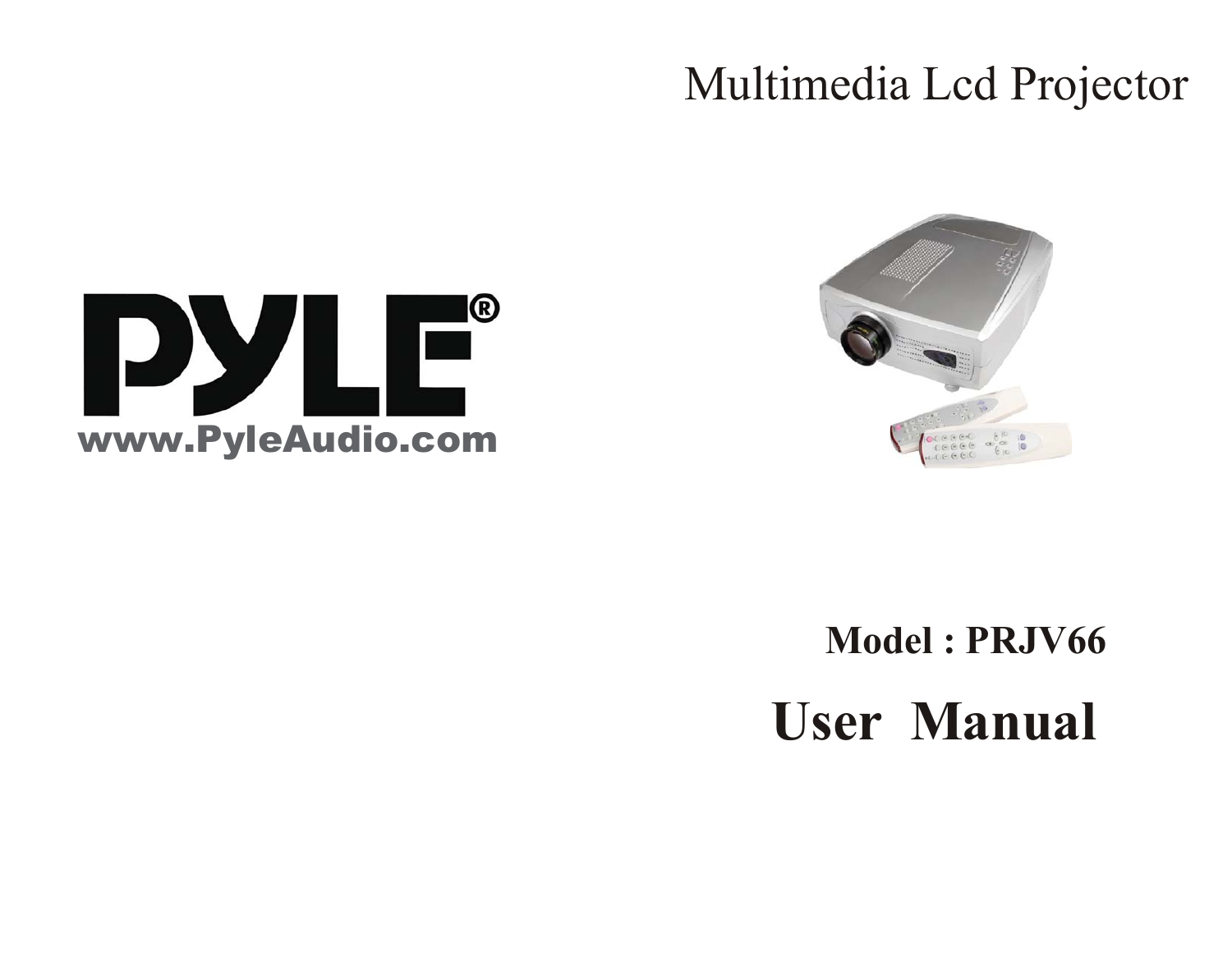Multimedia Lcd Projector

PYLE®

www.PyleAudio.com

**Model : PRJV66**

# User Manual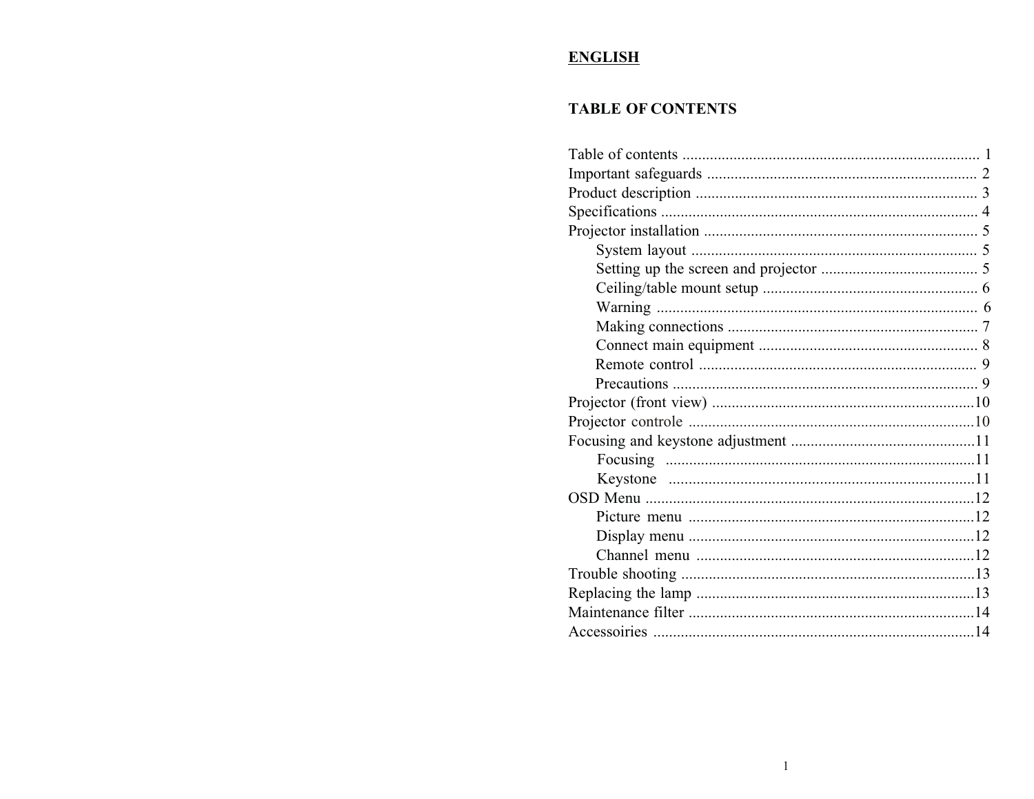**ENGLISH**

## TABLE OF CONTENTS

Table of contents ........................................................................... 1
Important safeguards .................................................................... 2
Product description ....................................................................... 3
Specifications ................................................................................ 4
Projector installation ..................................................................... 5
- System layout ........................................................................ 5
- Setting up the screen and projector ........................................ 5
- Ceiling/table mount setup ....................................................... 6
- Warning ................................................................................. 6
- Making connections ................................................................ 7
- Connect main equipment ........................................................ 8
- Remote control ...................................................................... 9
- Precautions ............................................................................. 9

Projector (front view) ..................................................................10
Projector controle ........................................................................10
Focusing and keystone adjustment ..............................................11
- Focusing ..............................................................................11
- Keystone .............................................................................11

OSD Menu ...................................................................................12
- Picture menu .........................................................................12
- Display menu .........................................................................12
- Channel menu .......................................................................12

Trouble shooting ..........................................................................13
Replacing the lamp ......................................................................13
Maintenance filter ........................................................................14
Accessoiries .................................................................................14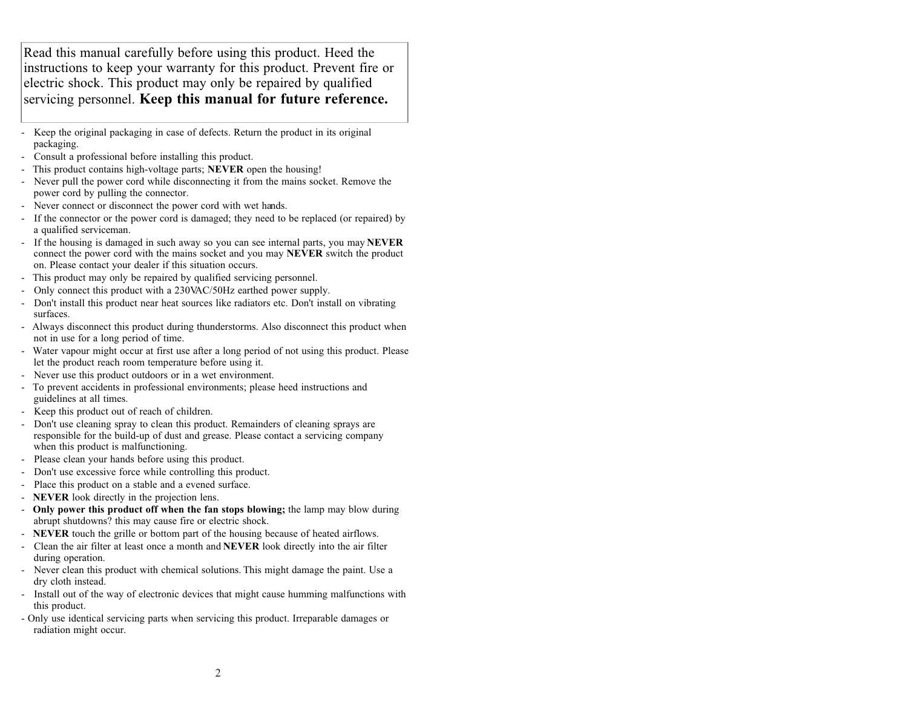Read this manual carefully before using this product. Heed the instructions to keep your warranty for this product. Prevent fire or electric shock. This product may only be repaired by qualified servicing personnel. **Keep this manual for future reference.**

- Keep the original packaging in case of defects. Return the product in its original packaging.
- Consult a professional before installing this product.
- This product contains high-voltage parts; **NEVER** open the housing!
- Never pull the power cord while disconnecting it from the mains socket. Remove the power cord by pulling the connector.
- Never connect or disconnect the power cord with wet hands.
- If the connector or the power cord is damaged; they need to be replaced (or repaired) by a qualified serviceman.
- If the housing is damaged in such away so you can see internal parts, you may **NEVER** connect the power cord with the mains socket and you may **NEVER** switch the product on. Please contact your dealer if this situation occurs.
- This product may only be repaired by qualified servicing personnel.
- Only connect this product with a 230VAC/50Hz earthed power supply.
- Don't install this product near heat sources like radiators etc. Don't install on vibrating surfaces.
- Always disconnect this product during thunderstorms. Also disconnect this product when not in use for a long period of time.
- Water vapour might occur at first use after a long period of not using this product. Please let the product reach room temperature before using it.
- Never use this product outdoors or in a wet environment.
- To prevent accidents in professional environments; please heed instructions and guidelines at all times.
- Keep this product out of reach of children.
- Don't use cleaning spray to clean this product. Remainders of cleaning sprays are responsible for the build-up of dust and grease. Please contact a servicing company when this product is malfunctioning.
- Please clean your hands before using this product.
- Don't use excessive force while controlling this product.
- Place this product on a stable and a evened surface.
- **NEVER** look directly in the projection lens.
- **Only power this product off when the fan stops blowing;** the lamp may blow during abrupt shutdowns? this may cause fire or electric shock.
- **NEVER** touch the grille or bottom part of the housing because of heated airflows.
- Clean the air filter at least once a month and **NEVER** look directly into the air filter during operation.
- Never clean this product with chemical solutions. This might damage the paint. Use a dry cloth instead.
- Install out of the way of electronic devices that might cause humming malfunctions with this product.
- Only use identical servicing parts when servicing this product. Irreparable damages or radiation might occur.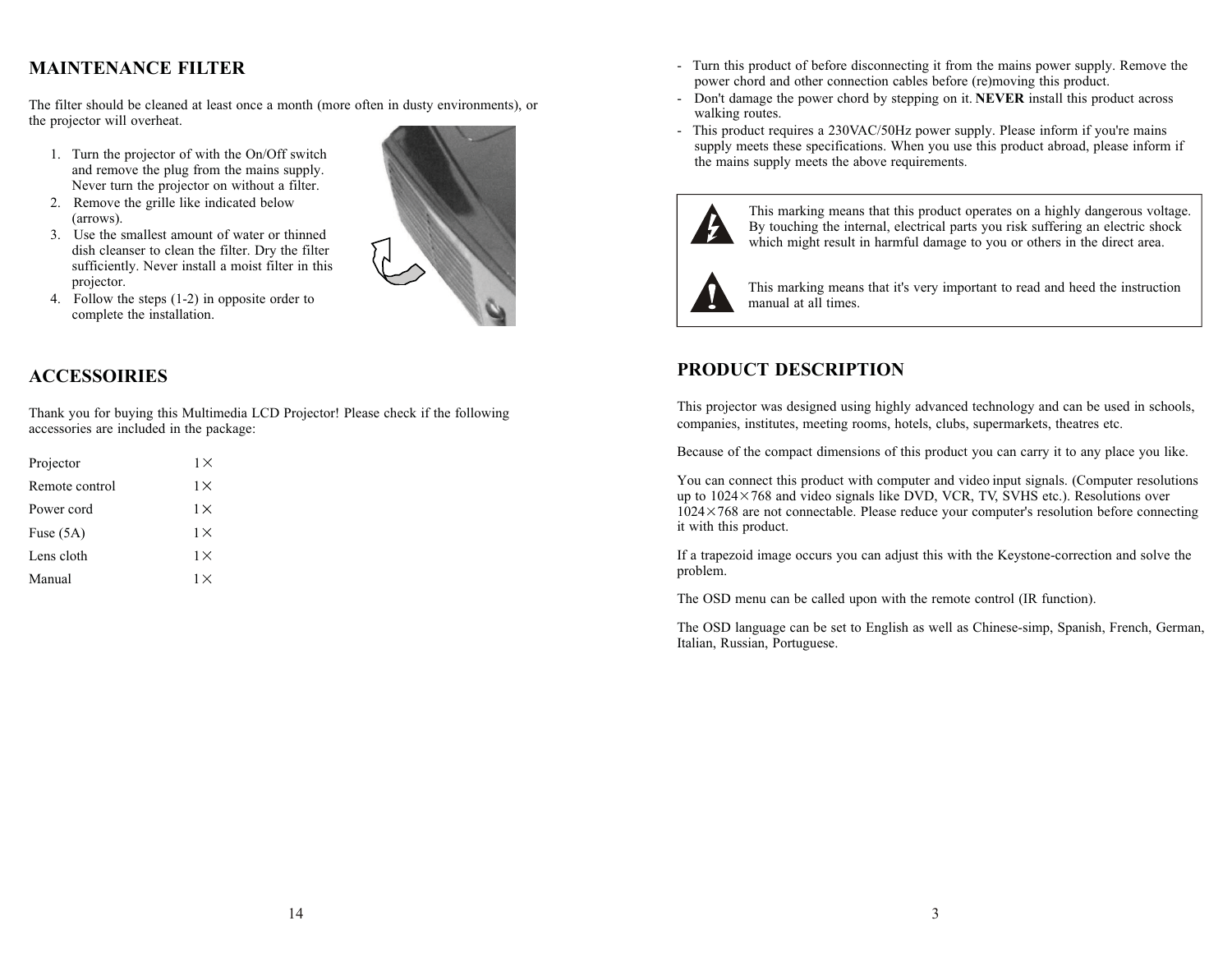## MAINTENANCE FILTER

The filter should be cleaned at least once a month (more often in dusty environments), or the projector will overheat.

1. Turn the projector of with the On/Off switch and remove the plug from the mains supply. Never turn the projector on without a filter.
2. Remove the grille like indicated below (arrows).
3. Use the smallest amount of water or thinned dish cleanser to clean the filter. Dry the filter sufficiently. Never install a moist filter in this projector.
4. Follow the steps (1-2) in opposite order to complete the installation.

## ACCESSOIRIES

Thank you for buying this Multimedia LCD Projector! Please check if the following accessories are included in the package:

| | |
|---|---|
| Projector | 1× |
| Remote control | 1× |
| Power cord | 1× |
| Fuse (5A) | 1× |
| Lens cloth | 1× |
| Manual | 1× |

- Turn this product of before disconnecting it from the mains power supply. Remove the power chord and other connection cables before (re)moving this product.
- Don't damage the power chord by stepping on it. **NEVER** install this product across walking routes.
- This product requires a 230VAC/50Hz power supply. Please inform if you're mains supply meets these specifications. When you use this product abroad, please inform if the mains supply meets the above requirements.

This marking means that this product operates on a highly dangerous voltage. By touching the internal, electrical parts you risk suffering an electric shock which might result in harmful damage to you or others in the direct area.

This marking means that it's very important to read and heed the instruction manual at all times.

## PRODUCT DESCRIPTION

This projector was designed using highly advanced technology and can be used in schools, companies, institutes, meeting rooms, hotels, clubs, supermarkets, theatres etc.

Because of the compact dimensions of this product you can carry it to any place you like.

You can connect this product with computer and video input signals. (Computer resolutions up to 1024×768 and video signals like DVD, VCR, TV, SVHS etc.). Resolutions over 1024×768 are not connectable. Please reduce your computer's resolution before connecting it with this product.

If a trapezoid image occurs you can adjust this with the Keystone-correction and solve the problem.

The OSD menu can be called upon with the remote control (IR function).

The OSD language can be set to English as well as Chinese-simp, Spanish, French, German, Italian, Russian, Portuguese.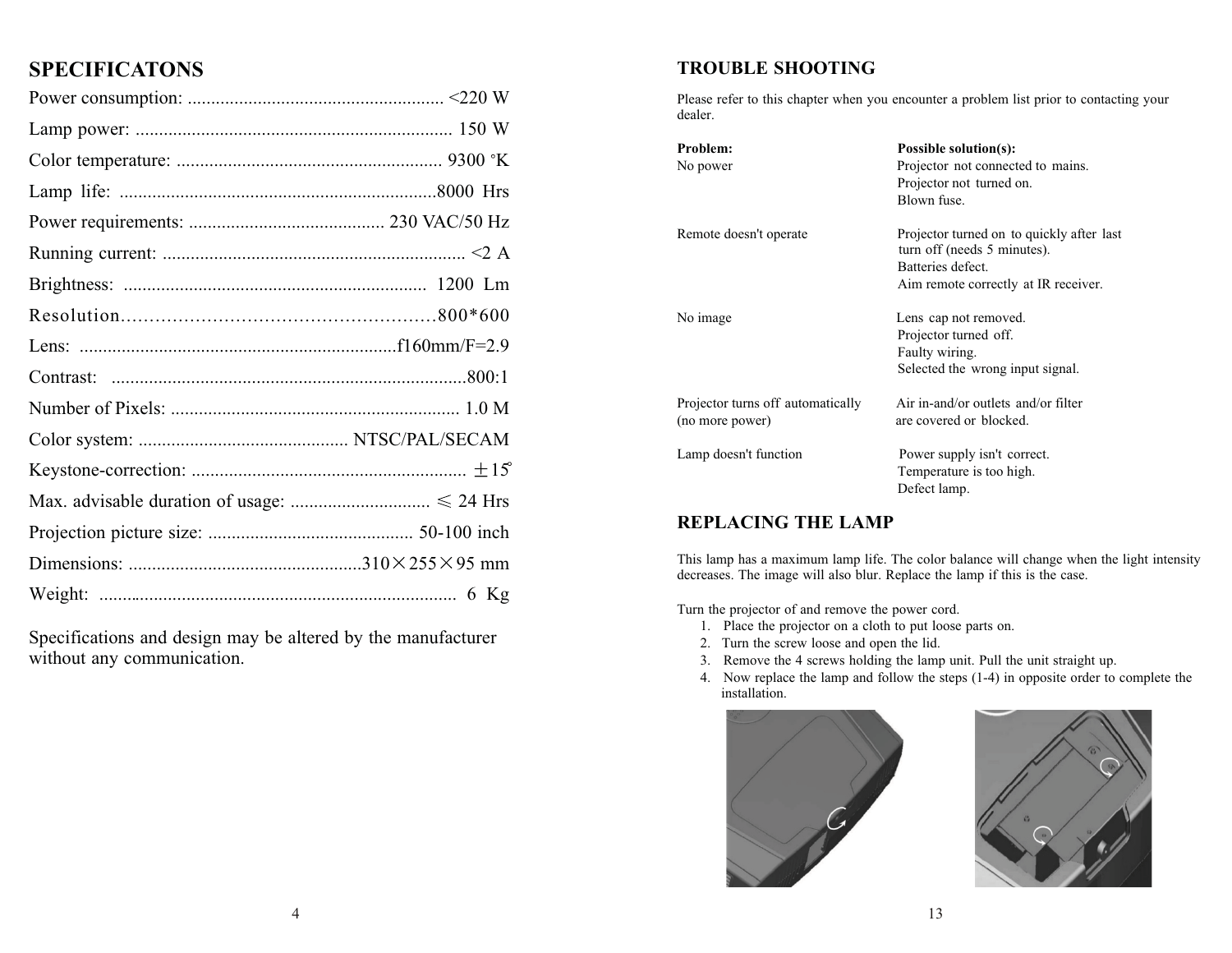## SPECIFICATONS

Power consumption: ....................................................... <220 W

Lamp power: .................................................................... 150 W

Color temperature: ......................................................... 9300 °K

Lamp life: ....................................................................8000 Hrs

Power requirements: .......................................... 230 VAC/50 Hz

Running current: ................................................................. <2 A

Brightness: ................................................................. 1200 Lm

Resolution………………………………………………800*600

Lens: ...................................................................f160mm/F=2.9

Contrast: ...........................................................................800:1

Number of Pixels: ............................................................. 1.0 M

Color system: ............................................. NTSC/PAL/SECAM

Keystone-correction: ........................................................... ±15°

Max. advisable duration of usage: .............................. ≤ 24 Hrs

Projection picture size: ............................................ 50-100 inch

Dimensions: ..................................................310×255×95 mm

Weight: ........................................................................... 6 Kg

Specifications and design may be altered by the manufacturer without any communication.

## TROUBLE SHOOTING

Please refer to this chapter when you encounter a problem list prior to contacting your dealer.

| Problem: | Possible solution(s): |
|---|---|
| No power | Projector not connected to mains.<br>Projector not turned on.<br>Blown fuse. |
| Remote doesn't operate | Projector turned on to quickly after last turn off (needs 5 minutes).<br>Batteries defect.<br>Aim remote correctly at IR receiver. |
| No image | Lens cap not removed.<br>Projector turned off.<br>Faulty wiring.<br>Selected the wrong input signal. |
| Projector turns off automatically (no more power) | Air in-and/or outlets and/or filter are covered or blocked. |
| Lamp doesn't function | Power supply isn't correct.<br>Temperature is too high.<br>Defect lamp. |

## REPLACING THE LAMP

This lamp has a maximum lamp life. The color balance will change when the light intensity decreases. The image will also blur. Replace the lamp if this is the case.

Turn the projector of and remove the power cord.

1. Place the projector on a cloth to put loose parts on.
2. Turn the screw loose and open the lid.
3. Remove the 4 screws holding the lamp unit. Pull the unit straight up.
4. Now replace the lamp and follow the steps (1-4) in opposite order to complete the installation.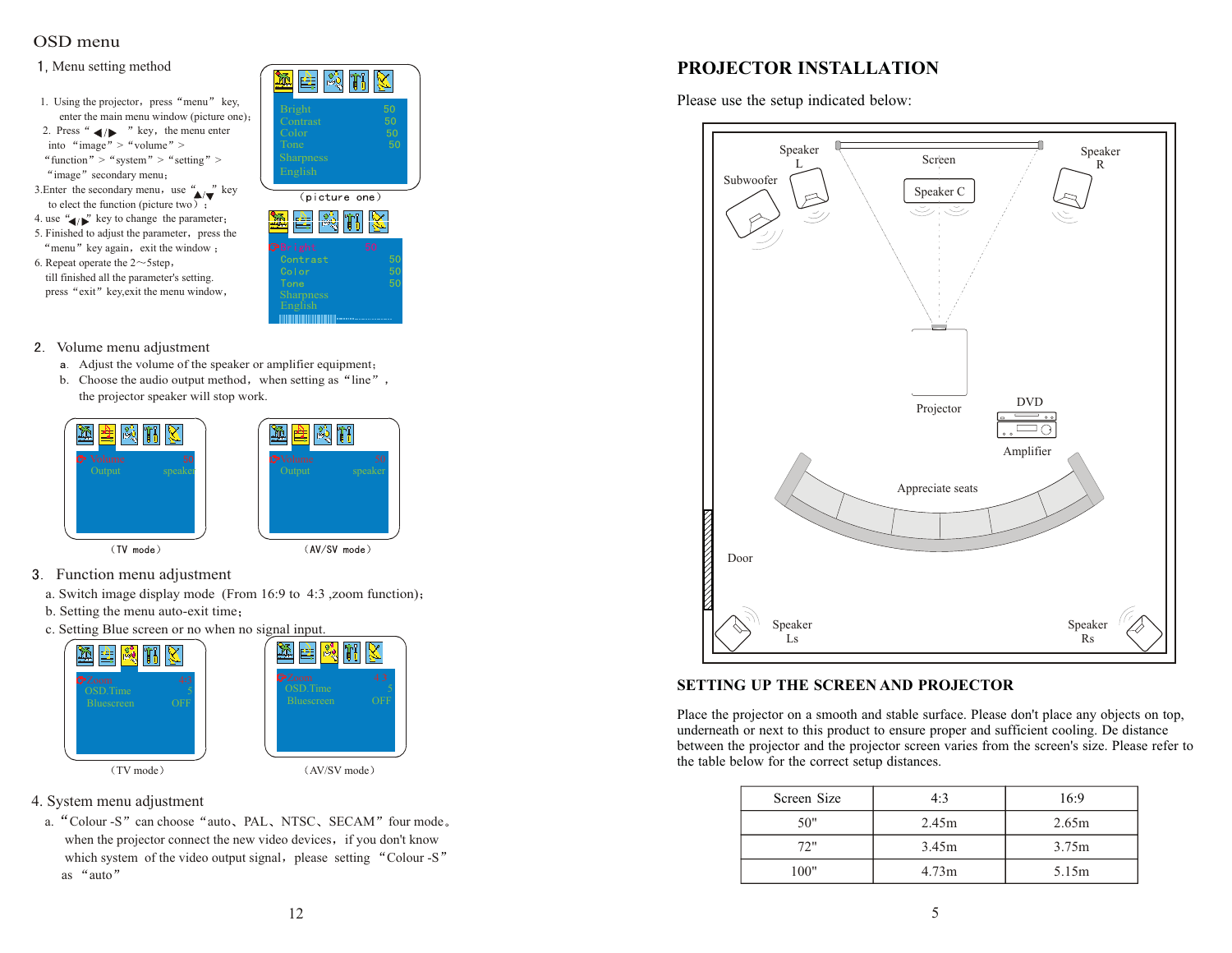# OSD menu

1, Menu setting method

1. Using the projector, press "menu" key, enter the main menu window (picture one);
2. Press "◀/▶" key, the menu enter into "image" > "volume" > "function" > "system" > "setting" > "image" secondary menu;
3. Enter the secondary menu, use "▲/▼" key to elect the function (picture two);
4. use "◀/▶" key to change the parameter;
5. Finished to adjust the parameter, press the "menu" key again, exit the window;
6. Repeat operate the 2～5step, till finished all the parameter's setting. press "exit" key,exit the menu window,

| | |
|---|---|
| Bright | 50 |
| Contrast | 50 |
| Color | 50 |
| Tone | 50 |
| Sharpness | |
| English | |

(picture one)

| | |
|---|---|
| Bright | 50 |
| Contrast | 50 |
| Color | 50 |
| Tone | 50 |
| Sharpness | |
| English | |

2. Volume menu adjustment

a. Adjust the volume of the speaker or amplifier equipment;

b. Choose the audio output method, when setting as "line", the projector speaker will stop work.

Volume 50
Output speaker

(TV mode)

Volume 50
Output speaker

(AV/SV mode)

3. Function menu adjustment

a. Switch image display mode (From 16:9 to 4:3 ,zoom function);

b. Setting the menu auto-exit time;

c. Setting Blue screen or no when no signal input.

Zoom 4:3
OSD.Time 5
Bluescreen OFF

(TV mode)

Zoom 4:3
OSD.Time 5
Bluescreen OFF

(AV/SV mode)

4. System menu adjustment

a. "Colour -S" can choose "auto、PAL、NTSC、SECAM" four mode。when the projector connect the new video devices, if you don't know which system of the video output signal, please setting "Colour -S" as "auto"

# PROJECTOR INSTALLATION

Please use the setup indicated below:

Speaker L　Screen　Speaker R　Subwoofer　Speaker C　Projector　DVD　Amplifier　Appreciate seats　Door　Speaker Ls　Speaker Rs

## SETTING UP THE SCREEN AND PROJECTOR

Place the projector on a smooth and stable surface. Please don't place any objects on top, underneath or next to this product to ensure proper and sufficient cooling. De distance between the projector and the projector screen varies from the screen's size. Please refer to the table below for the correct setup distances.

| Screen Size | 4:3 | 16:9 |
|---|---|---|
| 50" | 2.45m | 2.65m |
| 72" | 3.45m | 3.75m |
| 100" | 4.73m | 5.15m |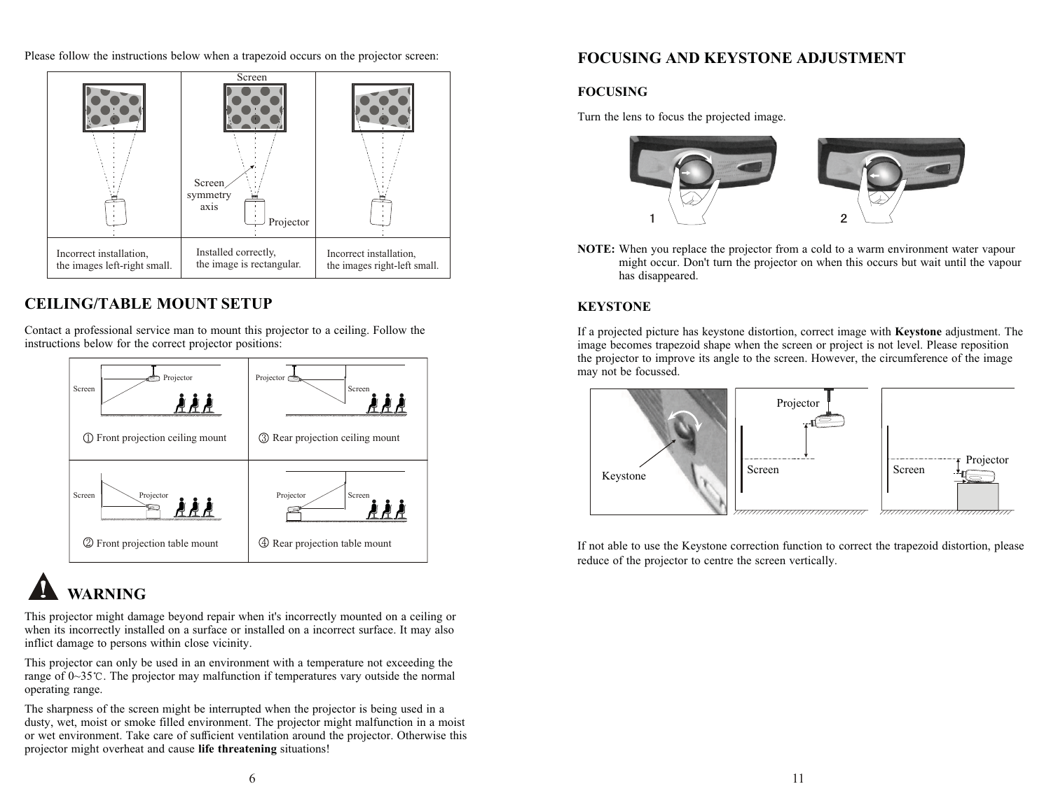Please follow the instructions below when a trapezoid occurs on the projector screen:

| Incorrect installation, the images left-right small. | Installed correctly, the image is rectangular. | Incorrect installation, the images right-left small. |
| --- | --- | --- |

## CEILING/TABLE MOUNT SETUP

Contact a professional service man to mount this projector to a ceiling. Follow the instructions below for the correct projector positions:

| ① Front projection ceiling mount | ③ Rear projection ceiling mount |
| --- | --- |
| ② Front projection table mount | ④ Rear projection table mount |

## WARNING

This projector might damage beyond repair when it's incorrectly mounted on a ceiling or when its incorrectly installed on a surface or installed on a incorrect surface. It may also inflict damage to persons within close vicinity.

This projector can only be used in an environment with a temperature not exceeding the range of 0~35℃. The projector may malfunction if temperatures vary outside the normal operating range.

The sharpness of the screen might be interrupted when the projector is being used in a dusty, wet, moist or smoke filled environment. The projector might malfunction in a moist or wet environment. Take care of sufficient ventilation around the projector. Otherwise this projector might overheat and cause **life threatening** situations!

## FOCUSING AND KEYSTONE ADJUSTMENT

### FOCUSING

Turn the lens to focus the projected image.

**NOTE:** When you replace the projector from a cold to a warm environment water vapour might occur. Don't turn the projector on when this occurs but wait until the vapour has disappeared.

### KEYSTONE

If a projected picture has keystone distortion, correct image with **Keystone** adjustment. The image becomes trapezoid shape when the screen or project is not level. Please reposition the projector to improve its angle to the screen. However, the circumference of the image may not be focussed.

If not able to use the Keystone correction function to correct the trapezoid distortion, please reduce of the projector to centre the screen vertically.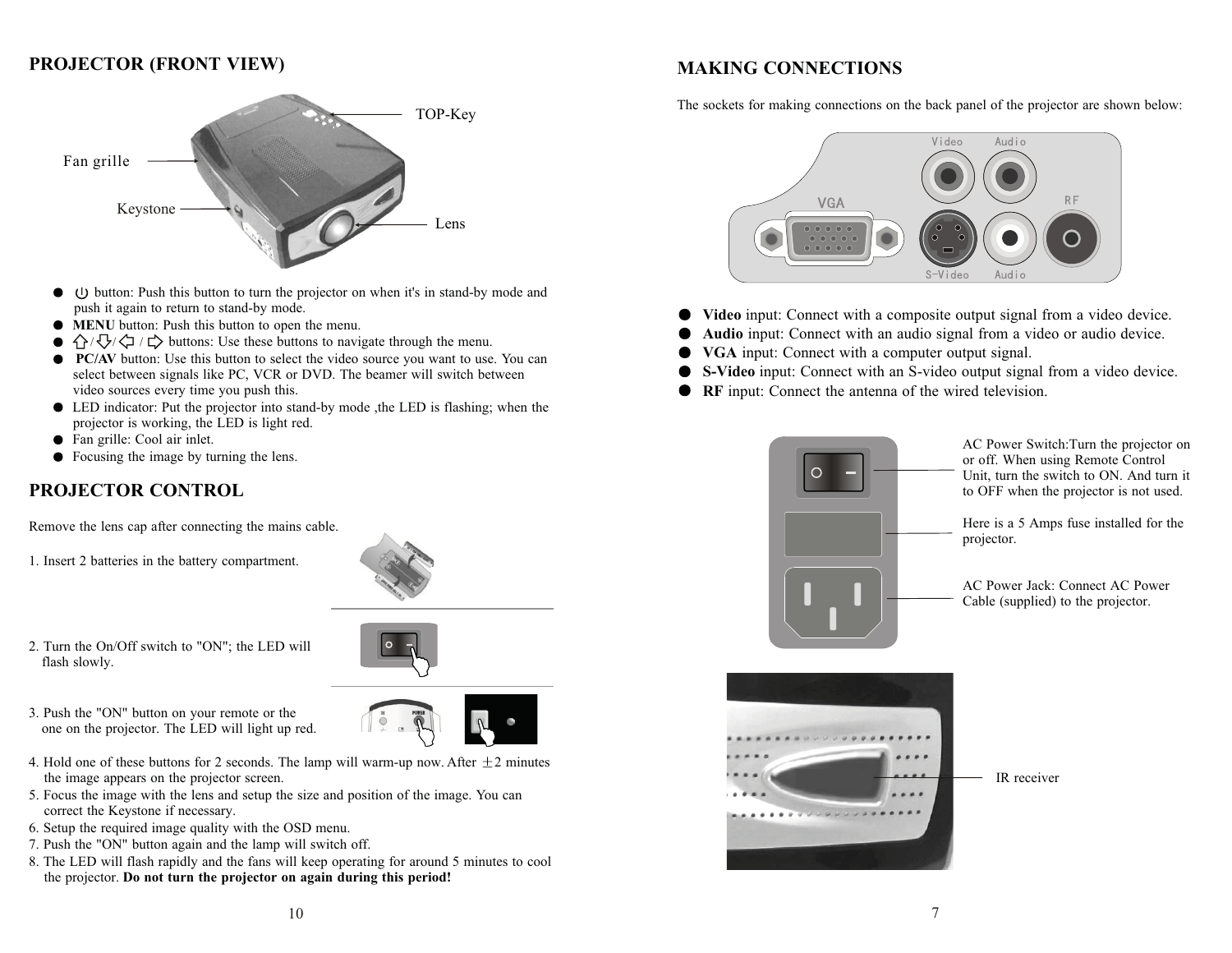# PROJECTOR (FRONT VIEW)

TOP-Key

Fan grille

Keystone

Lens

- ⏻ button: Push this button to turn the projector on when it's in stand-by mode and push it again to return to stand-by mode.
- **MENU** button: Push this button to open the menu.
- ⇧/⇩/⇦ / ⇨ buttons: Use these buttons to navigate through the menu.
- **PC/AV** button: Use this button to select the video source you want to use. You can select between signals like PC, VCR or DVD. The beamer will switch between video sources every time you push this.
- LED indicator: Put the projector into stand-by mode ,the LED is flashing; when the projector is working, the LED is light red.
- Fan grille: Cool air inlet.
- Focusing the image by turning the lens.

# PROJECTOR CONTROL

Remove the lens cap after connecting the mains cable.

1. Insert 2 batteries in the battery compartment.
2. Turn the On/Off switch to "ON"; the LED will flash slowly.
3. Push the "ON" button on your remote or the one on the projector. The LED will light up red.
4. Hold one of these buttons for 2 seconds. The lamp will warm-up now. After ±2 minutes the image appears on the projector screen.
5. Focus the image with the lens and setup the size and position of the image. You can correct the Keystone if necessary.
6. Setup the required image quality with the OSD menu.
7. Push the "ON" button again and the lamp will switch off.
8. The LED will flash rapidly and the fans will keep operating for around 5 minutes to cool the projector. **Do not turn the projector on again during this period!**

# MAKING CONNECTIONS

The sockets for making connections on the back panel of the projector are shown below:

Video Audio VGA RF S-Video Audio

- **Video** input: Connect with a composite output signal from a video device.
- **Audio** input: Connect with an audio signal from a video or audio device.
- **VGA** input: Connect with a computer output signal.
- **S-Video** input: Connect with an S-video output signal from a video device.
- **RF** input: Connect the antenna of the wired television.

AC Power Switch:Turn the projector on or off. When using Remote Control Unit, turn the switch to ON. And turn it to OFF when the projector is not used.

Here is a 5 Amps fuse installed for the projector.

AC Power Jack: Connect AC Power Cable (supplied) to the projector.

IR receiver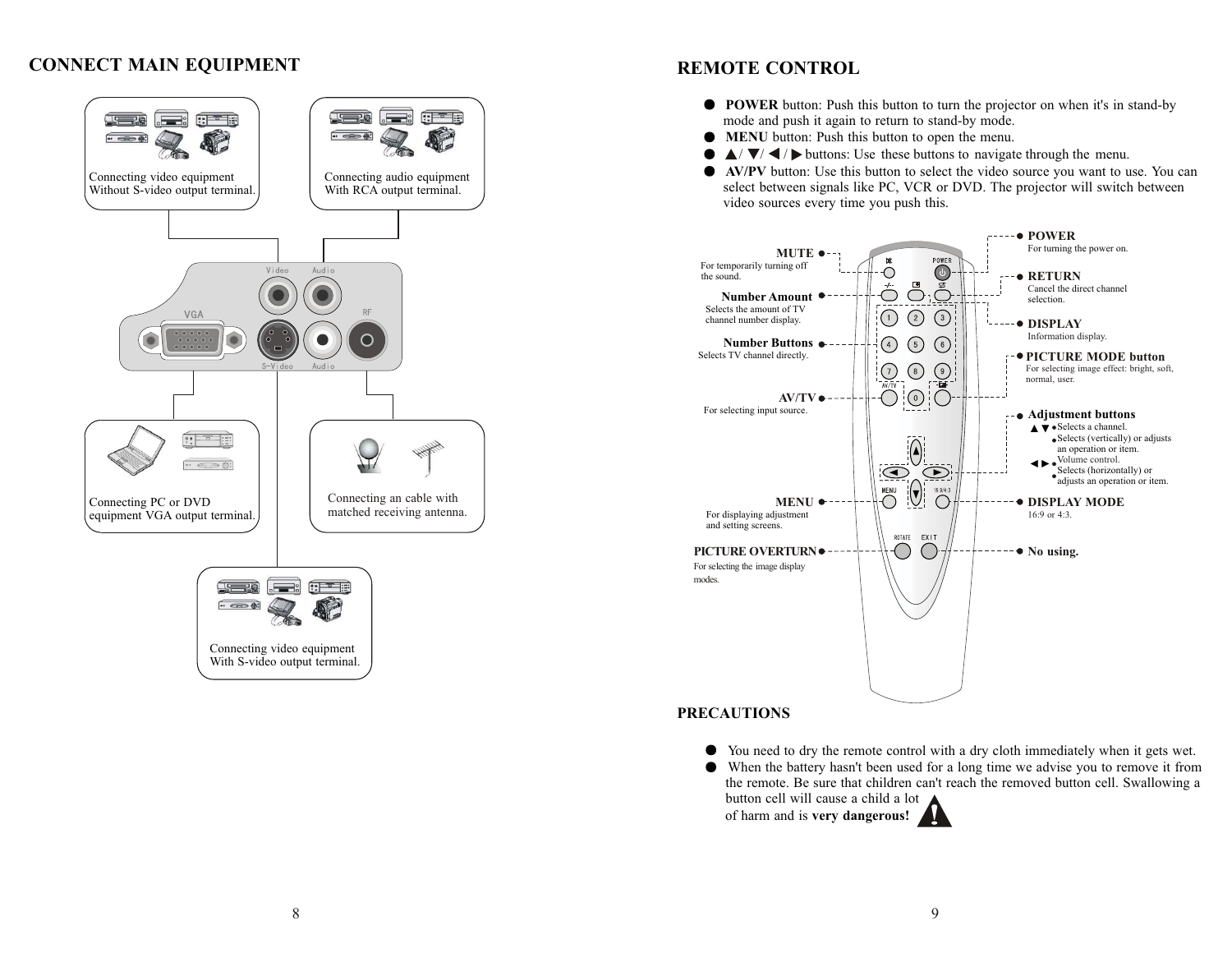# CONNECT MAIN EQUIPMENT

Connecting video equipment Without S-video output terminal.

Connecting audio equipment With RCA output terminal.

Video Audio

VGA

RF

S-Video Audio

Connecting PC or DVD equipment VGA output terminal.

Connecting an cable with matched receiving antenna.

Connecting video equipment With S-video output terminal.

# REMOTE CONTROL

- **POWER** button: Push this button to turn the projector on when it's in stand-by mode and push it again to return to stand-by mode.
- **MENU** button: Push this button to open the menu.
- ▲/ ▼/ ◀ / ▶ buttons: Use these buttons to navigate through the menu.
- **AV/PV** button: Use this button to select the video source you want to use. You can select between signals like PC, VCR or DVD. The projector will switch between video sources every time you push this.

**MUTE**
For temporarily turning off the sound.

**Number Amount**
Selects the amount of TV channel number display.

**Number Buttons**
Selects TV channel directly.

**AV/TV**
For selecting input source.

**MENU**
For displaying adjustment and setting screens.

**PICTURE OVERTURN**
For selecting the image display modes.

**POWER**
For turning the power on.

**RETURN**
Cancel the direct channel selection.

**DISPLAY**
Information display.

**PICTURE MODE button**
For selecting image effect: bright, soft, normal, user.

**Adjustment buttons**
▲▼ Selects a channel.
Selects (vertically) or adjusts an operation or item.
◀ ▶ Volume control.
Selects (horizontally) or adjusts an operation or item.

**DISPLAY MODE**
16:9 or 4:3.

**No using.**

## PRECAUTIONS

- You need to dry the remote control with a dry cloth immediately when it gets wet.
- When the battery hasn't been used for a long time we advise you to remove it from the remote. Be sure that children can't reach the removed button cell. Swallowing a button cell will cause a child a lot of harm and is **very dangerous!**